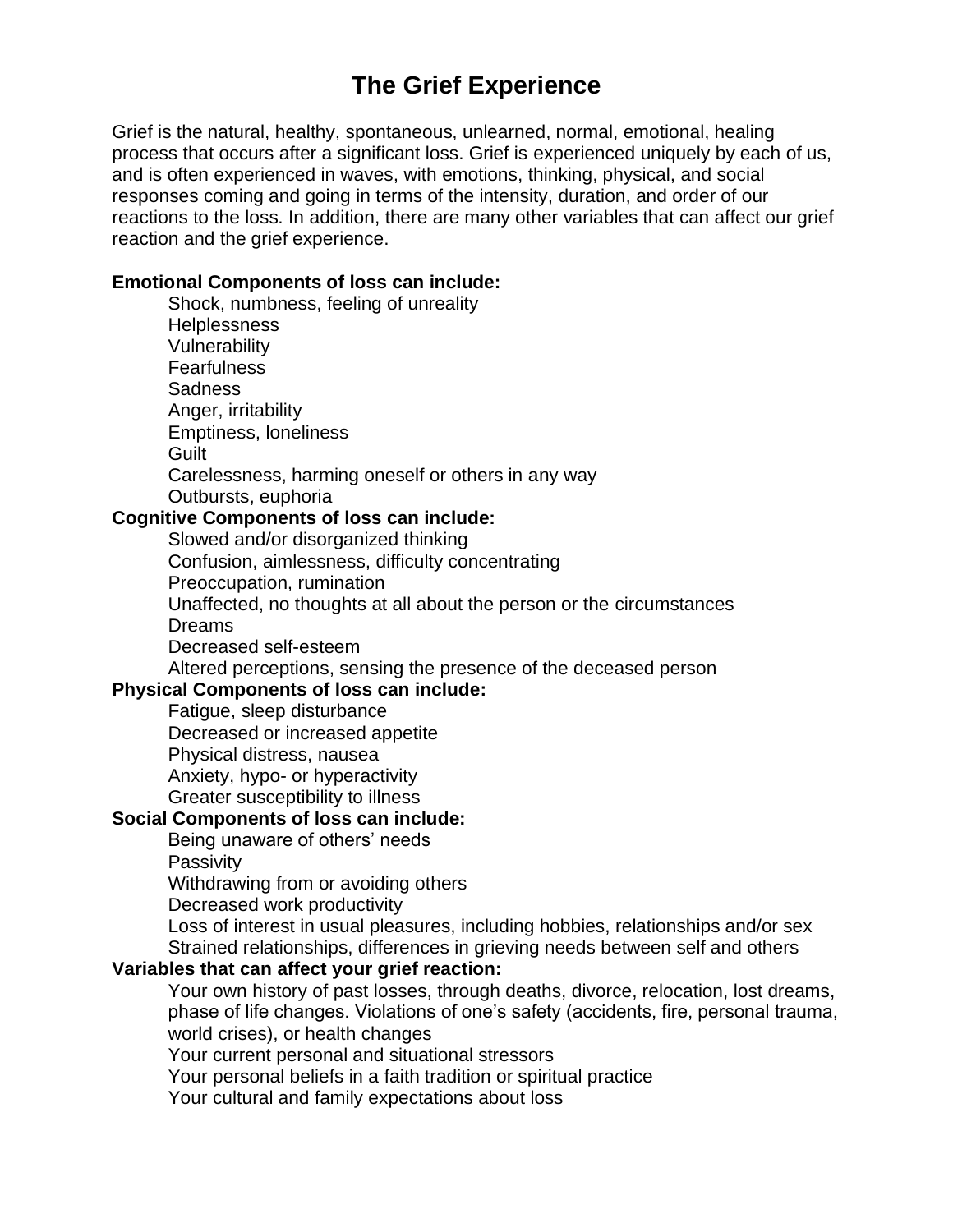# The Grief Experience

Grief is the natural, healthy, spontaneous, unlearned, normal, emotional, healing process that occurs after a significant loss. Grief is experienced uniquely by each of us, and is often experienced in waves, with emotions, thinking, physical, and social responses coming and going in terms of the intensity, duration, and order of our reactions to the loss. In addition, there are many other variables that can affect our grief reaction and the grief experience.

**Emotional Components of loss can include:**

- Shock, numbness, feeling of unreality
- Helplessness
- Vulnerability
- Fearfulness
- Sadness
- Anger, irritability
- Emptiness, loneliness
- Guilt
- Carelessness, harming oneself or others in any way
- Outbursts, euphoria

**Cognitive Components of loss can include:**

- Slowed and/or disorganized thinking
- Confusion, aimlessness, difficulty concentrating
- Preoccupation, rumination
- Unaffected, no thoughts at all about the person or the circumstances
- Dreams
- Decreased self-esteem
- Altered perceptions, sensing the presence of the deceased person

**Physical Components of loss can include:**

- Fatigue, sleep disturbance
- Decreased or increased appetite
- Physical distress, nausea
- Anxiety, hypo- or hyperactivity
- Greater susceptibility to illness

**Social Components of loss can include:**

- Being unaware of others' needs
- Passivity
- Withdrawing from or avoiding others
- Decreased work productivity
- Loss of interest in usual pleasures, including hobbies, relationships and/or sex
- Strained relationships, differences in grieving needs between self and others

**Variables that can affect your grief reaction:**

- Your own history of past losses, through deaths, divorce, relocation, lost dreams, phase of life changes. Violations of one's safety (accidents, fire, personal trauma, world crises), or health changes
- Your current personal and situational stressors
- Your personal beliefs in a faith tradition or spiritual practice
- Your cultural and family expectations about loss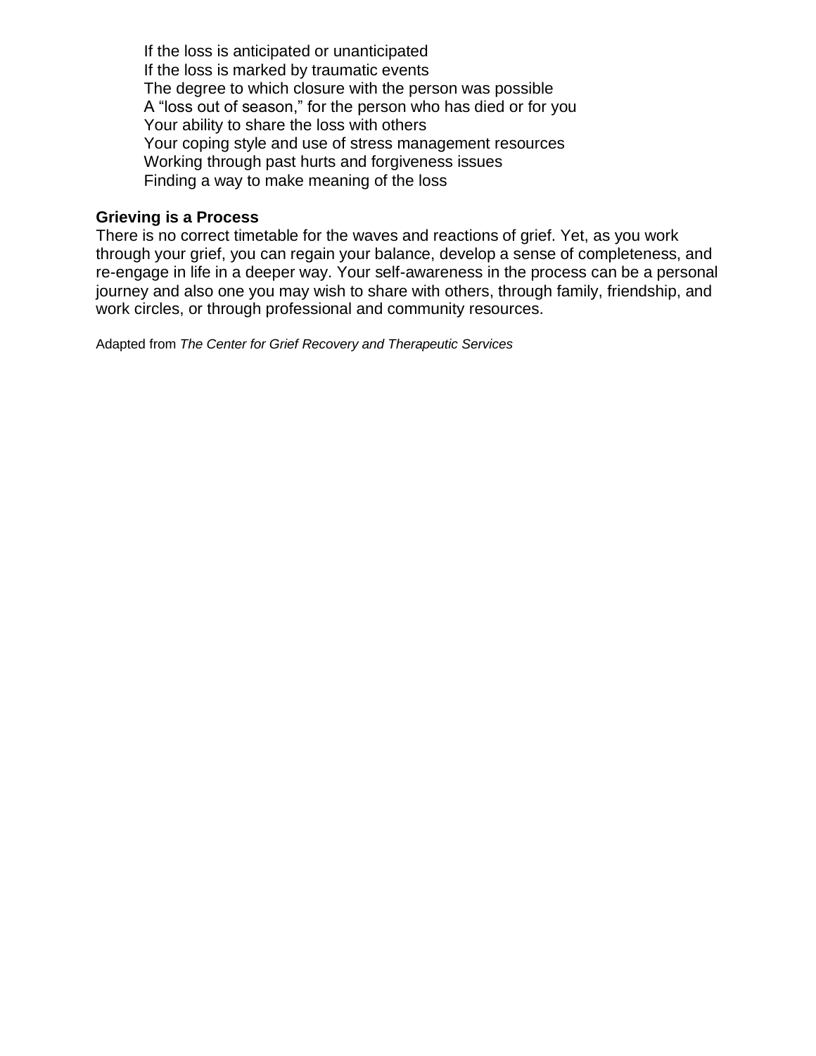If the loss is anticipated or unanticipated
If the loss is marked by traumatic events
The degree to which closure with the person was possible
A "loss out of season," for the person who has died or for you
Your ability to share the loss with others
Your coping style and use of stress management resources
Working through past hurts and forgiveness issues
Finding a way to make meaning of the loss

**Grieving is a Process**

There is no correct timetable for the waves and reactions of grief. Yet, as you work through your grief, you can regain your balance, develop a sense of completeness, and re-engage in life in a deeper way. Your self-awareness in the process can be a personal journey and also one you may wish to share with others, through family, friendship, and work circles, or through professional and community resources.

Adapted from *The Center for Grief Recovery and Therapeutic Services*